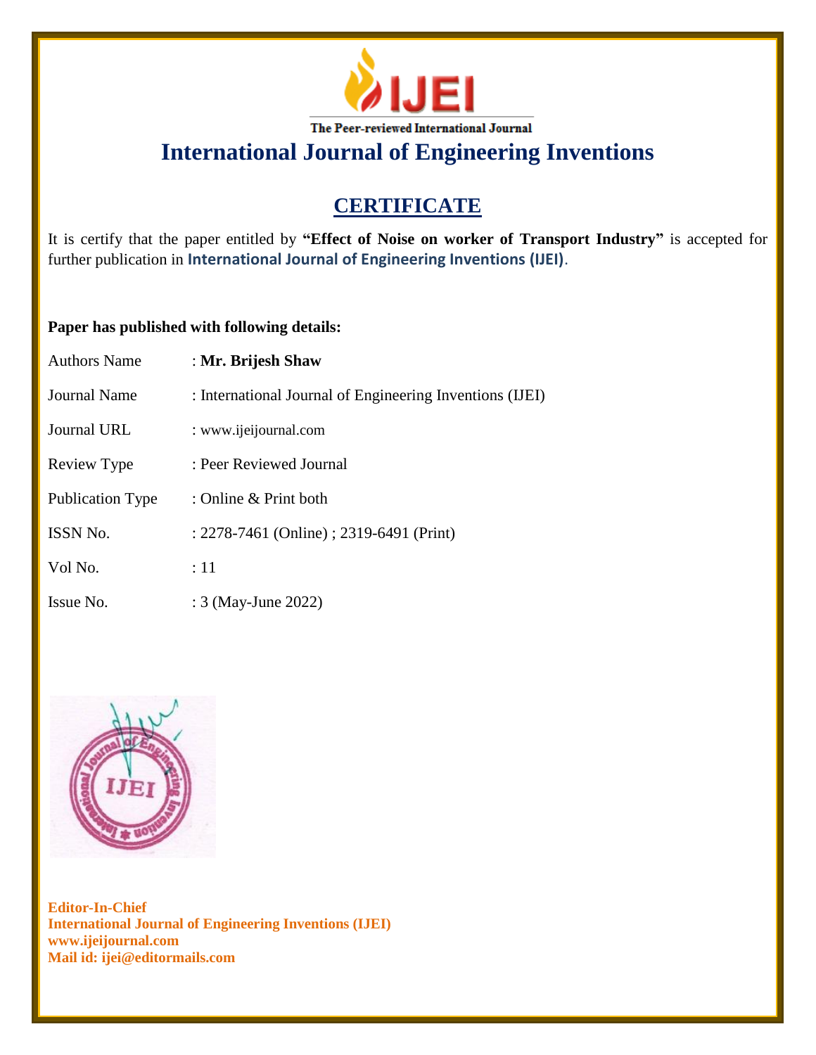**IJEI**

The Peer-reviewed International Journal

# International Journal of Engineering Inventions

## CERTIFICATE

It is certify that the paper entitled by **"Effect of Noise on worker of Transport Industry"** is accepted for further publication in **International Journal of Engineering Inventions (IJEI)**.

**Paper has published with following details:**

| | |
|---|---|
| Authors Name | : **Mr. Brijesh Shaw** |
| Journal Name | : International Journal of Engineering Inventions (IJEI) |
| Journal URL | : www.ijeijournal.com |
| Review Type | : Peer Reviewed Journal |
| Publication Type | : Online & Print both |
| ISSN No. | : 2278-7461 (Online) ; 2319-6491 (Print) |
| Vol No. | : 11 |
| Issue No. | : 3 (May-June 2022) |

**Editor-In-Chief**
**International Journal of Engineering Inventions (IJEI)**
**www.ijeijournal.com**
**Mail id: ijei@editormails.com**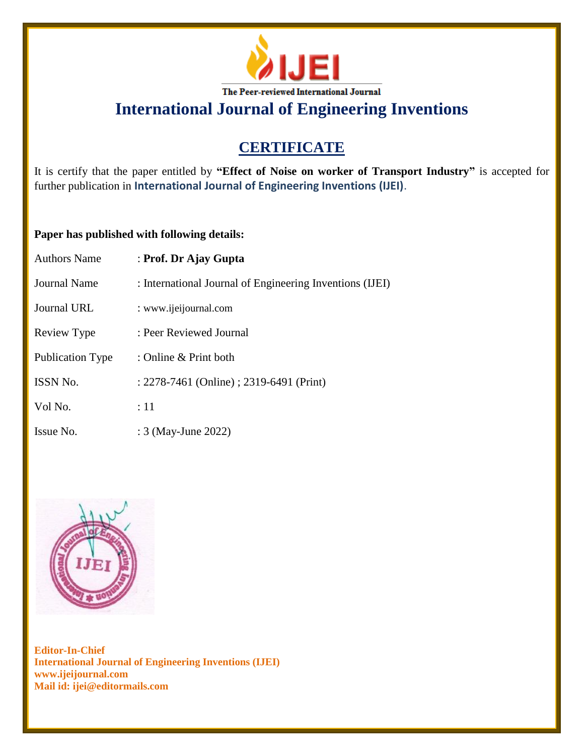**IJEI**

The Peer-reviewed International Journal

# International Journal of Engineering Inventions

## CERTIFICATE

It is certify that the paper entitled by **"Effect of Noise on worker of Transport Industry"** is accepted for further publication in **International Journal of Engineering Inventions (IJEI)**.

**Paper has published with following details:**

| | |
|---|---|
| Authors Name | : **Prof. Dr Ajay Gupta** |
| Journal Name | : International Journal of Engineering Inventions (IJEI) |
| Journal URL | : www.ijeijournal.com |
| Review Type | : Peer Reviewed Journal |
| Publication Type | : Online & Print both |
| ISSN No. | : 2278-7461 (Online) ; 2319-6491 (Print) |
| Vol No. | : 11 |
| Issue No. | : 3 (May-June 2022) |

**Editor-In-Chief**
**International Journal of Engineering Inventions (IJEI)**
**www.ijeijournal.com**
**Mail id: ijei@editormails.com**